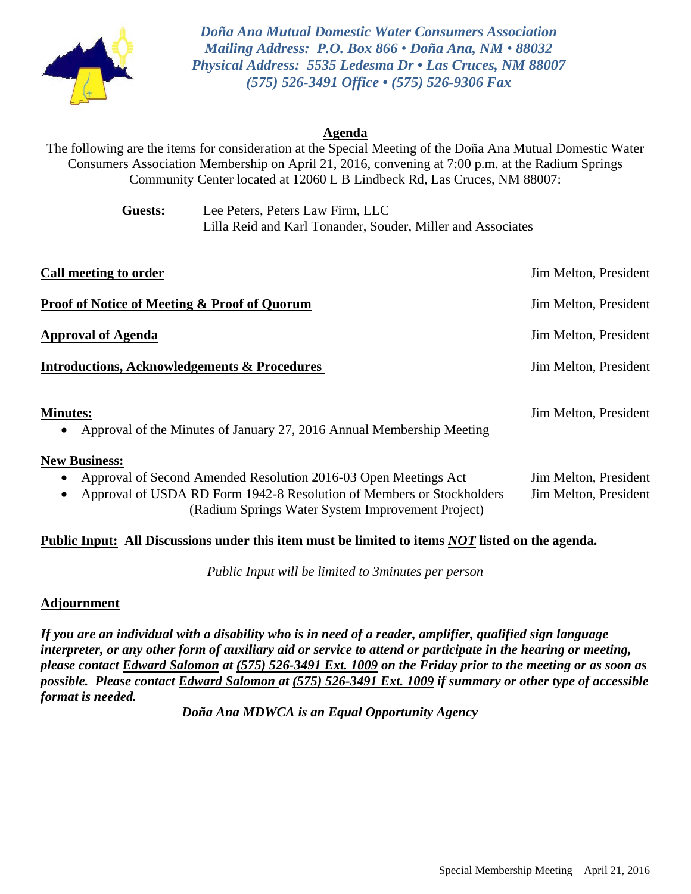*Doña Ana Mutual Domestic Water Consumers Association*
*Mailing Address: P.O. Box 866 • Doña Ana, NM • 88032*
*Physical Address: 5535 Ledesma Dr • Las Cruces, NM 88007*
*(575) 526-3491 Office • (575) 526-9306 Fax*

## Agenda

The following are the items for consideration at the Special Meeting of the Doña Ana Mutual Domestic Water Consumers Association Membership on April 21, 2016, convening at 7:00 p.m. at the Radium Springs Community Center located at 12060 L B Lindbeck Rd, Las Cruces, NM 88007:

**Guests:** Lee Peters, Peters Law Firm, LLC
Lilla Reid and Karl Tonander, Souder, Miller and Associates

**Call meeting to order** — Jim Melton, President

**Proof of Notice of Meeting & Proof of Quorum** — Jim Melton, President

**Approval of Agenda** — Jim Melton, President

**Introductions, Acknowledgements & Procedures** — Jim Melton, President

**Minutes:** — Jim Melton, President

- Approval of the Minutes of January 27, 2016 Annual Membership Meeting

**New Business:**

- Approval of Second Amended Resolution 2016-03 Open Meetings Act — Jim Melton, President
- Approval of USDA RD Form 1942-8 Resolution of Members or Stockholders (Radium Springs Water System Improvement Project) — Jim Melton, President

**Public Input: All Discussions under this item must be limited to items *NOT* listed on the agenda.**

*Public Input will be limited to 3minutes per person*

**Adjournment**

***If you are an individual with a disability who is in need of a reader, amplifier, qualified sign language interpreter, or any other form of auxiliary aid or service to attend or participate in the hearing or meeting, please contact Edward Salomon at (575) 526-3491 Ext. 1009 on the Friday prior to the meeting or as soon as possible. Please contact Edward Salomon at (575) 526-3491 Ext. 1009 if summary or other type of accessible format is needed.***

***Doña Ana MDWCA is an Equal Opportunity Agency***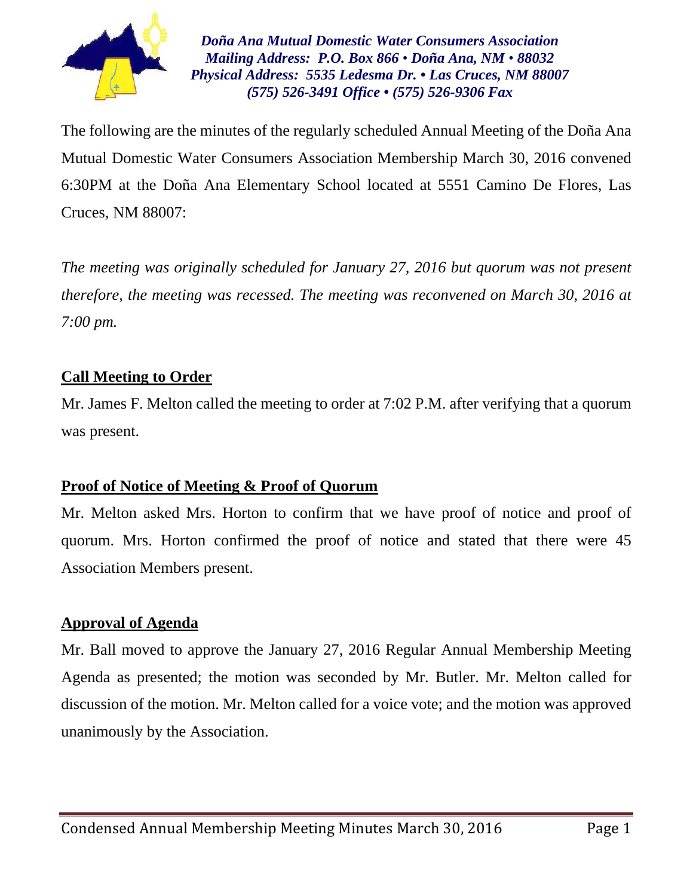*Doña Ana Mutual Domestic Water Consumers Association*
*Mailing Address: P.O. Box 866 • Doña Ana, NM • 88032*
*Physical Address: 5535 Ledesma Dr. • Las Cruces, NM 88007*
*(575) 526-3491 Office • (575) 526-9306 Fax*

The following are the minutes of the regularly scheduled Annual Meeting of the Doña Ana Mutual Domestic Water Consumers Association Membership March 30, 2016 convened 6:30PM at the Doña Ana Elementary School located at 5551 Camino De Flores, Las Cruces, NM 88007:

*The meeting was originally scheduled for January 27, 2016 but quorum was not present therefore, the meeting was recessed. The meeting was reconvened on March 30, 2016 at 7:00 pm.*

## Call Meeting to Order

Mr. James F. Melton called the meeting to order at 7:02 P.M. after verifying that a quorum was present.

## Proof of Notice of Meeting & Proof of Quorum

Mr. Melton asked Mrs. Horton to confirm that we have proof of notice and proof of quorum. Mrs. Horton confirmed the proof of notice and stated that there were 45 Association Members present.

## Approval of Agenda

Mr. Ball moved to approve the January 27, 2016 Regular Annual Membership Meeting Agenda as presented; the motion was seconded by Mr. Butler. Mr. Melton called for discussion of the motion. Mr. Melton called for a voice vote; and the motion was approved unanimously by the Association.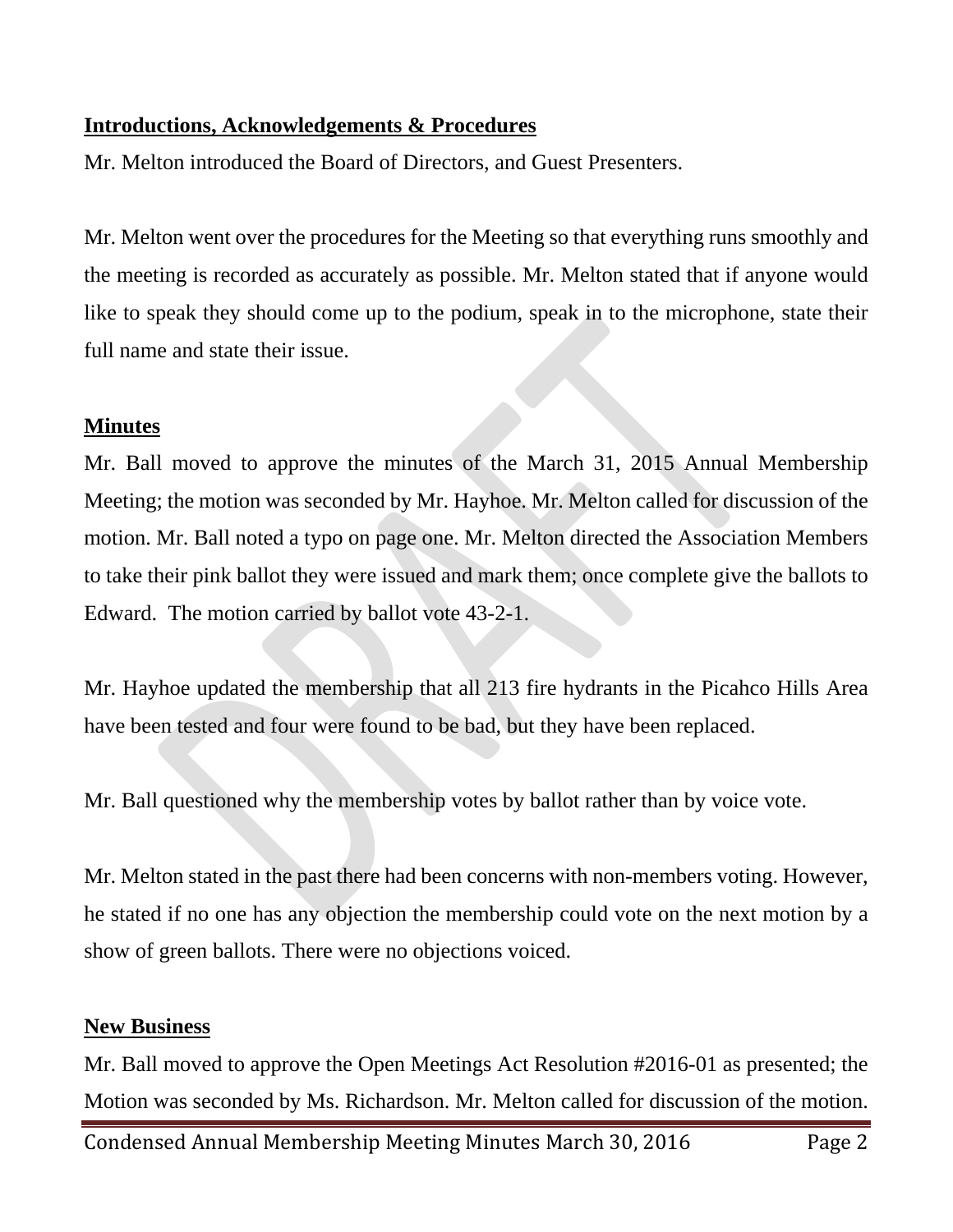**Introductions, Acknowledgements & Procedures**

Mr. Melton introduced the Board of Directors, and Guest Presenters.

Mr. Melton went over the procedures for the Meeting so that everything runs smoothly and the meeting is recorded as accurately as possible. Mr. Melton stated that if anyone would like to speak they should come up to the podium, speak in to the microphone, state their full name and state their issue.

**Minutes**

Mr. Ball moved to approve the minutes of the March 31, 2015 Annual Membership Meeting; the motion was seconded by Mr. Hayhoe. Mr. Melton called for discussion of the motion. Mr. Ball noted a typo on page one. Mr. Melton directed the Association Members to take their pink ballot they were issued and mark them; once complete give the ballots to Edward. The motion carried by ballot vote 43-2-1.

Mr. Hayhoe updated the membership that all 213 fire hydrants in the Picahco Hills Area have been tested and four were found to be bad, but they have been replaced.

Mr. Ball questioned why the membership votes by ballot rather than by voice vote.

Mr. Melton stated in the past there had been concerns with non-members voting. However, he stated if no one has any objection the membership could vote on the next motion by a show of green ballots. There were no objections voiced.

**New Business**

Mr. Ball moved to approve the Open Meetings Act Resolution #2016-01 as presented; the Motion was seconded by Ms. Richardson. Mr. Melton called for discussion of the motion.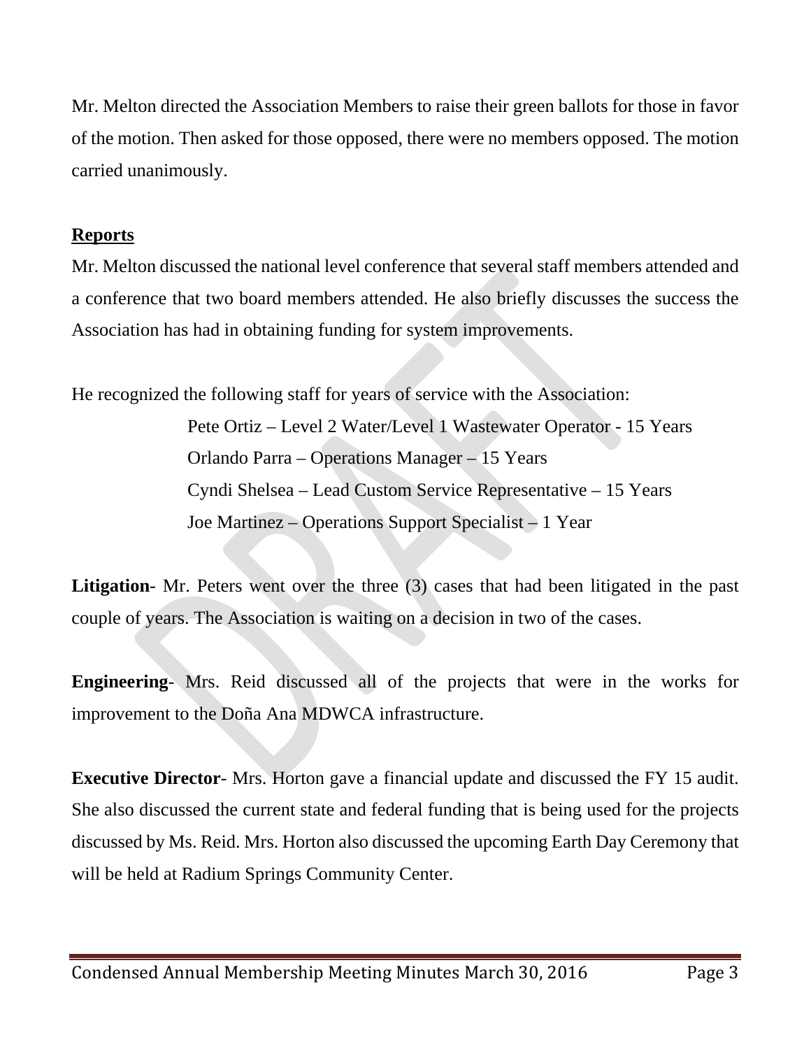Mr. Melton directed the Association Members to raise their green ballots for those in favor of the motion. Then asked for those opposed, there were no members opposed. The motion carried unanimously.

**Reports**

Mr. Melton discussed the national level conference that several staff members attended and a conference that two board members attended. He also briefly discusses the success the Association has had in obtaining funding for system improvements.

He recognized the following staff for years of service with the Association:

Pete Ortiz – Level 2 Water/Level 1 Wastewater Operator - 15 Years
Orlando Parra – Operations Manager – 15 Years
Cyndi Shelsea – Lead Custom Service Representative – 15 Years
Joe Martinez – Operations Support Specialist – 1 Year

**Litigation**- Mr. Peters went over the three (3) cases that had been litigated in the past couple of years. The Association is waiting on a decision in two of the cases.

**Engineering**- Mrs. Reid discussed all of the projects that were in the works for improvement to the Doña Ana MDWCA infrastructure.

**Executive Director**- Mrs. Horton gave a financial update and discussed the FY 15 audit. She also discussed the current state and federal funding that is being used for the projects discussed by Ms. Reid. Mrs. Horton also discussed the upcoming Earth Day Ceremony that will be held at Radium Springs Community Center.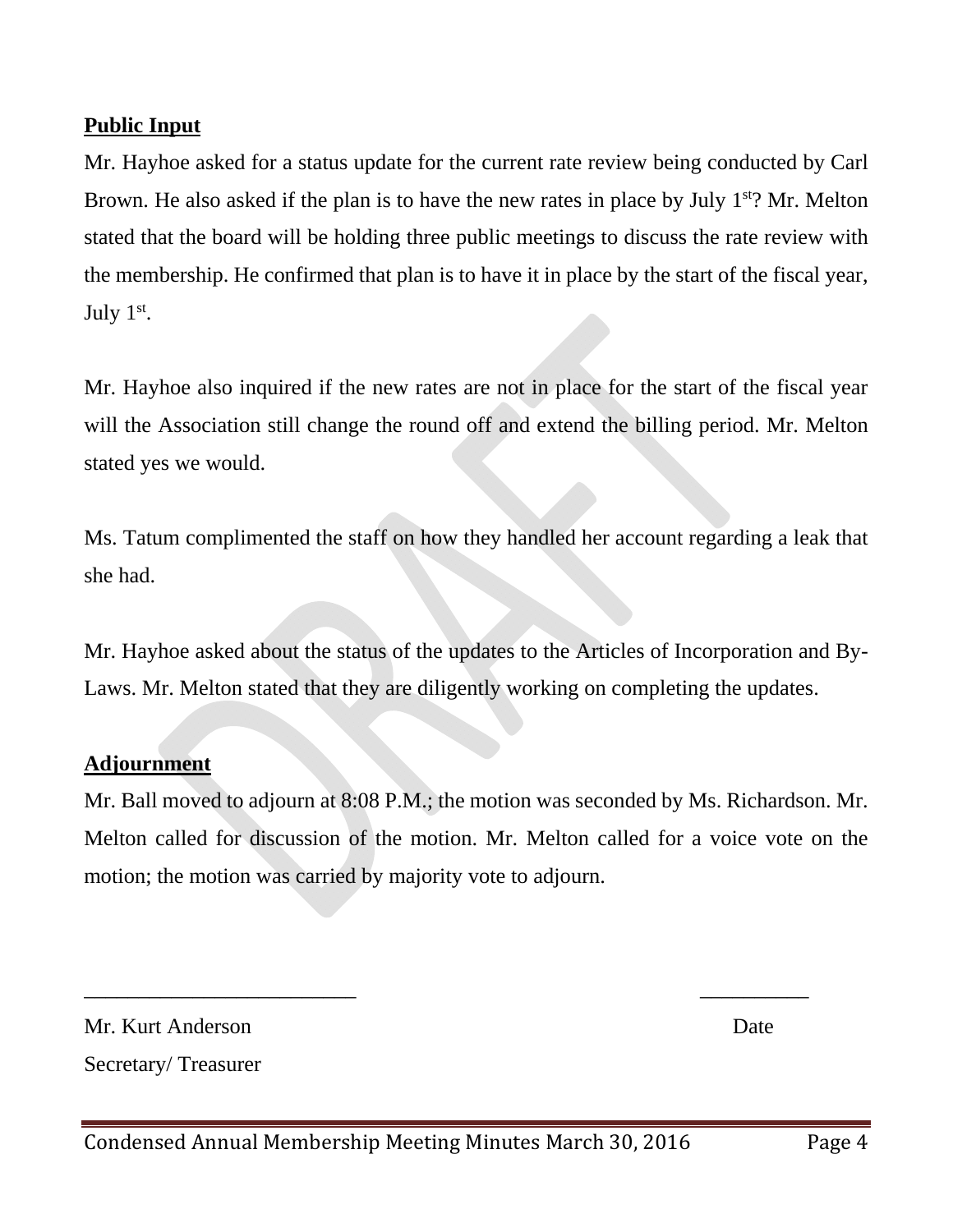## Public Input

Mr. Hayhoe asked for a status update for the current rate review being conducted by Carl Brown. He also asked if the plan is to have the new rates in place by July 1st? Mr. Melton stated that the board will be holding three public meetings to discuss the rate review with the membership. He confirmed that plan is to have it in place by the start of the fiscal year, July 1st.

Mr. Hayhoe also inquired if the new rates are not in place for the start of the fiscal year will the Association still change the round off and extend the billing period. Mr. Melton stated yes we would.

Ms. Tatum complimented the staff on how they handled her account regarding a leak that she had.

Mr. Hayhoe asked about the status of the updates to the Articles of Incorporation and By-Laws. Mr. Melton stated that they are diligently working on completing the updates.

## Adjournment

Mr. Ball moved to adjourn at 8:08 P.M.; the motion was seconded by Ms. Richardson. Mr. Melton called for discussion of the motion. Mr. Melton called for a voice vote on the motion; the motion was carried by majority vote to adjourn.

\_\_\_\_\_\_\_\_\_\_\_\_\_\_\_\_\_\_\_\_\_\_\_\_\_\_ \_\_\_\_\_\_\_\_\_\_\_

Mr. Kurt Anderson Date

Secretary/ Treasurer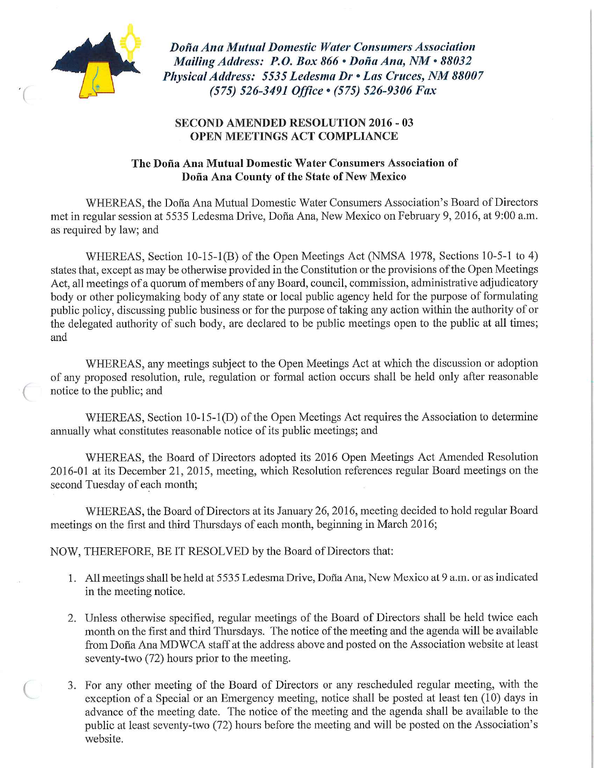*Doña Ana Mutual Domestic Water Consumers Association*
*Mailing Address: P.O. Box 866 • Doña Ana, NM • 88032*
*Physical Address: 5535 Ledesma Dr • Las Cruces, NM 88007*
*(575) 526-3491 Office • (575) 526-9306 Fax*

**SECOND AMENDED RESOLUTION 2016 - 03**
**OPEN MEETINGS ACT COMPLIANCE**

**The Doña Ana Mutual Domestic Water Consumers Association of Doña Ana County of the State of New Mexico**

WHEREAS, the Doña Ana Mutual Domestic Water Consumers Association's Board of Directors met in regular session at 5535 Ledesma Drive, Doña Ana, New Mexico on February 9, 2016, at 9:00 a.m. as required by law; and

WHEREAS, Section 10-15-1(B) of the Open Meetings Act (NMSA 1978, Sections 10-5-1 to 4) states that, except as may be otherwise provided in the Constitution or the provisions of the Open Meetings Act, all meetings of a quorum of members of any Board, council, commission, administrative adjudicatory body or other policymaking body of any state or local public agency held for the purpose of formulating public policy, discussing public business or for the purpose of taking any action within the authority of or the delegated authority of such body, are declared to be public meetings open to the public at all times; and

WHEREAS, any meetings subject to the Open Meetings Act at which the discussion or adoption of any proposed resolution, rule, regulation or formal action occurs shall be held only after reasonable notice to the public; and

WHEREAS, Section 10-15-1(D) of the Open Meetings Act requires the Association to determine annually what constitutes reasonable notice of its public meetings; and

WHEREAS, the Board of Directors adopted its 2016 Open Meetings Act Amended Resolution 2016-01 at its December 21, 2015, meeting, which Resolution references regular Board meetings on the second Tuesday of each month;

WHEREAS, the Board of Directors at its January 26, 2016, meeting decided to hold regular Board meetings on the first and third Thursdays of each month, beginning in March 2016;

NOW, THEREFORE, BE IT RESOLVED by the Board of Directors that:

1. All meetings shall be held at 5535 Ledesma Drive, Doña Ana, New Mexico at 9 a.m. or as indicated in the meeting notice.
2. Unless otherwise specified, regular meetings of the Board of Directors shall be held twice each month on the first and third Thursdays. The notice of the meeting and the agenda will be available from Doña Ana MDWCA staff at the address above and posted on the Association website at least seventy-two (72) hours prior to the meeting.
3. For any other meeting of the Board of Directors or any rescheduled regular meeting, with the exception of a Special or an Emergency meeting, notice shall be posted at least ten (10) days in advance of the meeting date. The notice of the meeting and the agenda shall be available to the public at least seventy-two (72) hours before the meeting and will be posted on the Association's website.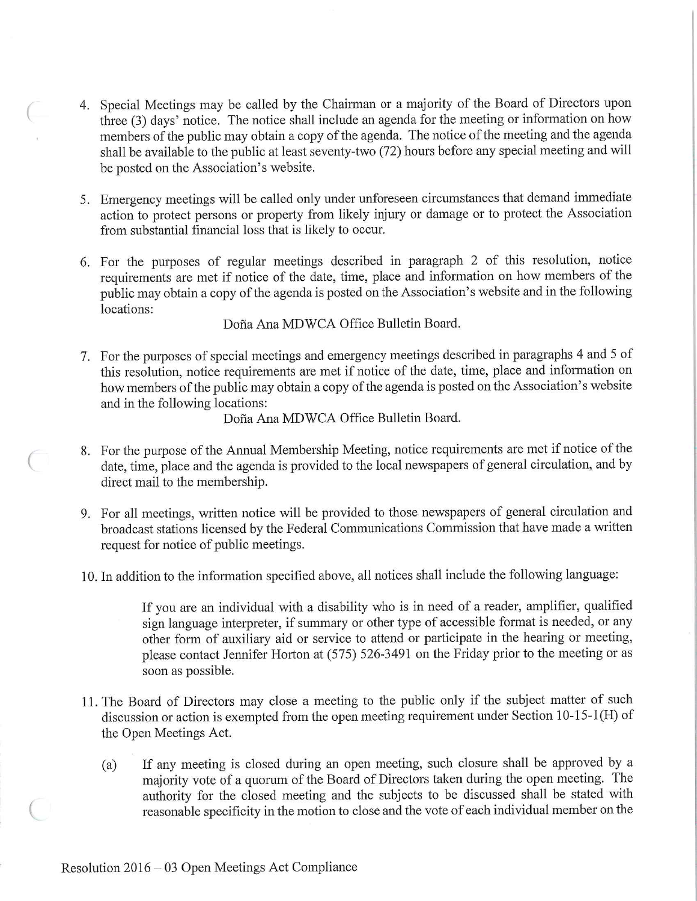4. Special Meetings may be called by the Chairman or a majority of the Board of Directors upon three (3) days' notice. The notice shall include an agenda for the meeting or information on how members of the public may obtain a copy of the agenda. The notice of the meeting and the agenda shall be available to the public at least seventy-two (72) hours before any special meeting and will be posted on the Association's website.

5. Emergency meetings will be called only under unforeseen circumstances that demand immediate action to protect persons or property from likely injury or damage or to protect the Association from substantial financial loss that is likely to occur.

6. For the purposes of regular meetings described in paragraph 2 of this resolution, notice requirements are met if notice of the date, time, place and information on how members of the public may obtain a copy of the agenda is posted on the Association's website and in the following locations:

   Doña Ana MDWCA Office Bulletin Board.

7. For the purposes of special meetings and emergency meetings described in paragraphs 4 and 5 of this resolution, notice requirements are met if notice of the date, time, place and information on how members of the public may obtain a copy of the agenda is posted on the Association's website and in the following locations:

   Doña Ana MDWCA Office Bulletin Board.

8. For the purpose of the Annual Membership Meeting, notice requirements are met if notice of the date, time, place and the agenda is provided to the local newspapers of general circulation, and by direct mail to the membership.

9. For all meetings, written notice will be provided to those newspapers of general circulation and broadcast stations licensed by the Federal Communications Commission that have made a written request for notice of public meetings.

10. In addition to the information specified above, all notices shall include the following language:

    > If you are an individual with a disability who is in need of a reader, amplifier, qualified sign language interpreter, if summary or other type of accessible format is needed, or any other form of auxiliary aid or service to attend or participate in the hearing or meeting, please contact Jennifer Horton at (575) 526-3491 on the Friday prior to the meeting or as soon as possible.

11. The Board of Directors may close a meeting to the public only if the subject matter of such discussion or action is exempted from the open meeting requirement under Section 10-15-1(H) of the Open Meetings Act.

    (a) If any meeting is closed during an open meeting, such closure shall be approved by a majority vote of a quorum of the Board of Directors taken during the open meeting. The authority for the closed meeting and the subjects to be discussed shall be stated with reasonable specificity in the motion to close and the vote of each individual member on the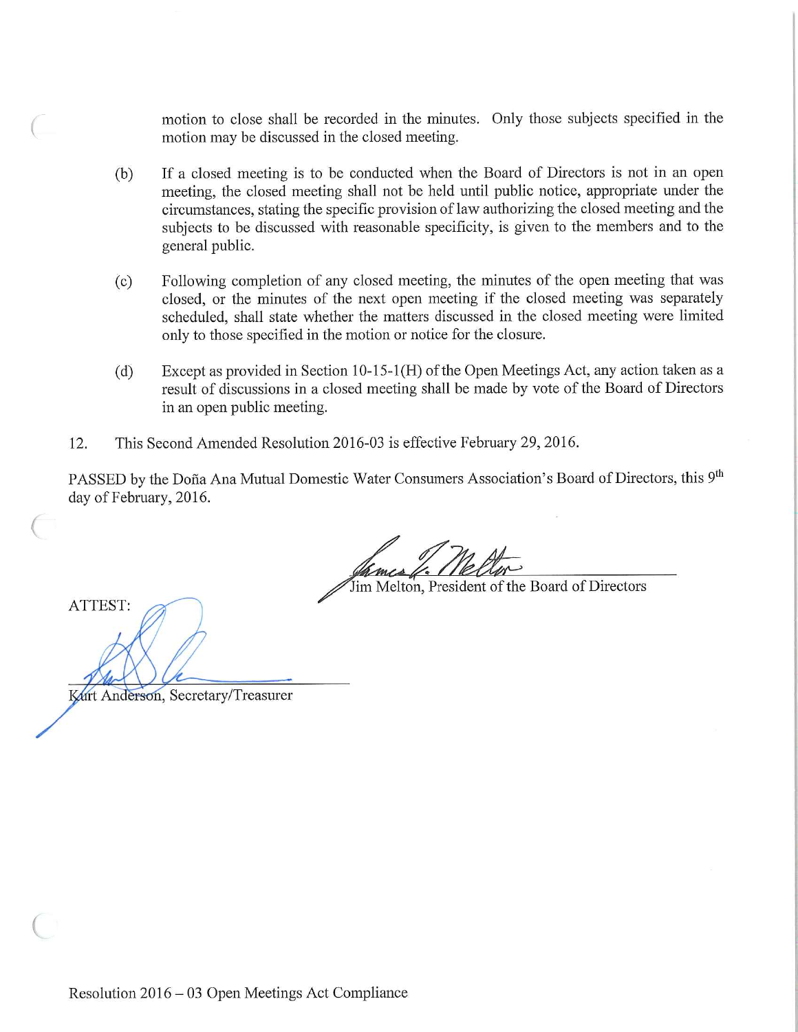motion to close shall be recorded in the minutes. Only those subjects specified in the motion may be discussed in the closed meeting.

(b) If a closed meeting is to be conducted when the Board of Directors is not in an open meeting, the closed meeting shall not be held until public notice, appropriate under the circumstances, stating the specific provision of law authorizing the closed meeting and the subjects to be discussed with reasonable specificity, is given to the members and to the general public.

(c) Following completion of any closed meeting, the minutes of the open meeting that was closed, or the minutes of the next open meeting if the closed meeting was separately scheduled, shall state whether the matters discussed in the closed meeting were limited only to those specified in the motion or notice for the closure.

(d) Except as provided in Section 10-15-1(H) of the Open Meetings Act, any action taken as a result of discussions in a closed meeting shall be made by vote of the Board of Directors in an open public meeting.

12. This Second Amended Resolution 2016-03 is effective February 29, 2016.

PASSED by the Doña Ana Mutual Domestic Water Consumers Association's Board of Directors, this 9th day of February, 2016.

Jim Melton, President of the Board of Directors

ATTEST:

Kurt Anderson, Secretary/Treasurer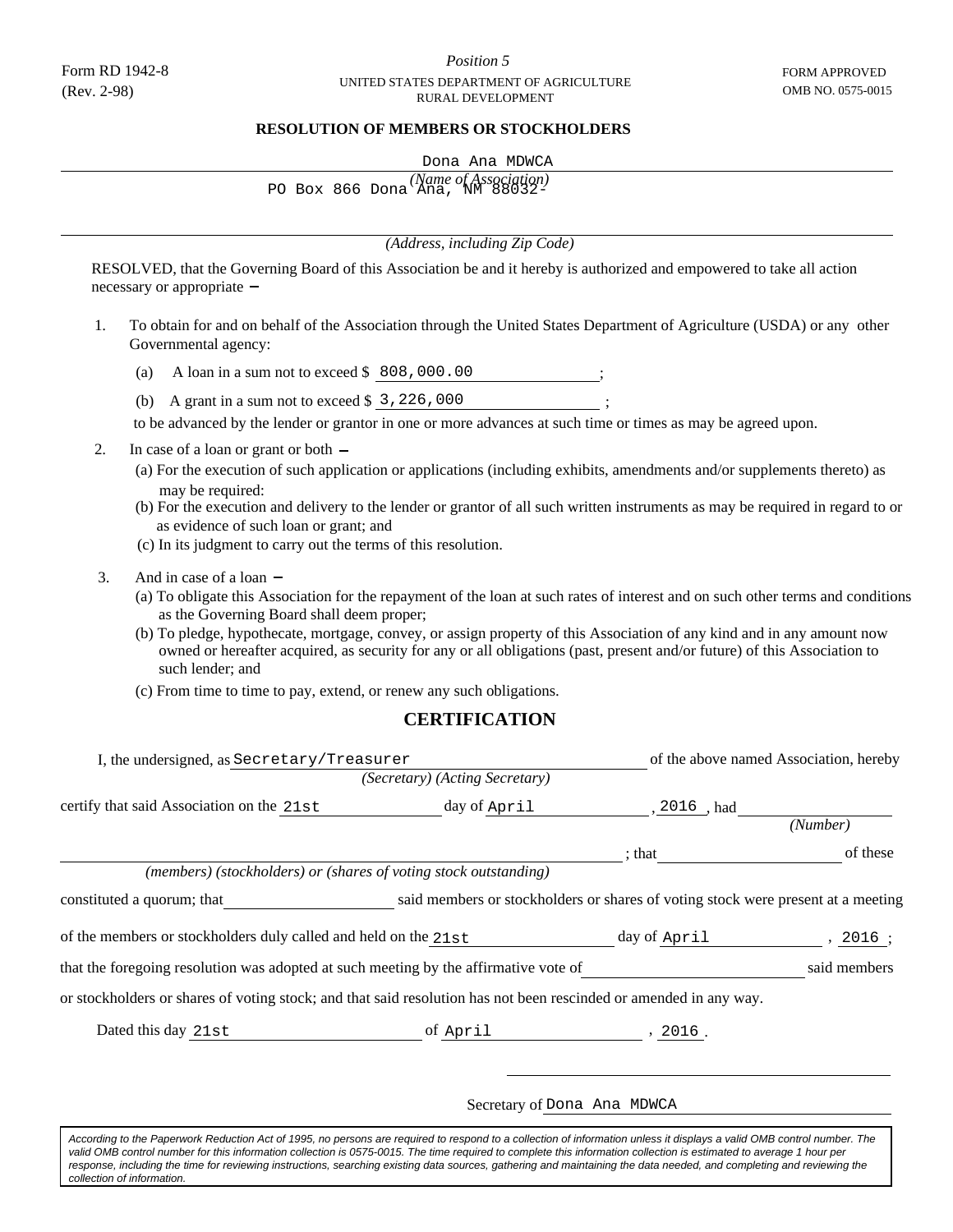Form RD 1942-8
(Rev. 2-98)

*Position 5*

UNITED STATES DEPARTMENT OF AGRICULTURE
RURAL DEVELOPMENT

FORM APPROVED
OMB NO. 0575-0015

**RESOLUTION OF MEMBERS OR STOCKHOLDERS**

Dona Ana MDWCA
*(Name of Association)*

PO Box 866 Dona Ana, NM 88032-
*(Address, including Zip Code)*

RESOLVED, that the Governing Board of this Association be and it hereby is authorized and empowered to take all action necessary or appropriate –

1. To obtain for and on behalf of the Association through the United States Department of Agriculture (USDA) or any other Governmental agency:
   (a) A loan in a sum not to exceed $ 808,000.00;
   (b) A grant in a sum not to exceed $ 3,226,000;
   to be advanced by the lender or grantor in one or more advances at such time or times as may be agreed upon.

2. In case of a loan or grant or both –
   (a) For the execution of such application or applications (including exhibits, amendments and/or supplements thereto) as may be required:
   (b) For the execution and delivery to the lender or grantor of all such written instruments as may be required in regard to or as evidence of such loan or grant; and
   (c) In its judgment to carry out the terms of this resolution.

3. And in case of a loan –
   (a) To obligate this Association for the repayment of the loan at such rates of interest and on such other terms and conditions as the Governing Board shall deem proper;
   (b) To pledge, hypothecate, mortgage, convey, or assign property of this Association of any kind and in any amount now owned or hereafter acquired, as security for any or all obligations (past, present and/or future) of this Association to such lender; and
   (c) From time to time to pay, extend, or renew any such obligations.

## CERTIFICATION

I, the undersigned, as Secretary/Treasurer *(Secretary) (Acting Secretary)* of the above named Association, hereby certify that said Association on the 21st day of April, 2016, had ______ *(Number)* ______ *(members) (stockholders) or (shares of voting stock outstanding)*; that ______ of these constituted a quorum; that ______ said members or stockholders or shares of voting stock were present at a meeting of the members or stockholders duly called and held on the 21st day of April, 2016; that the foregoing resolution was adopted at such meeting by the affirmative vote of ______ said members or stockholders or shares of voting stock; and that said resolution has not been rescinded or amended in any way.

Dated this day 21st of April, 2016.

______________________________

Secretary of Dona Ana MDWCA

*According to the Paperwork Reduction Act of 1995, no persons are required to respond to a collection of information unless it displays a valid OMB control number. The valid OMB control number for this information collection is 0575-0015. The time required to complete this information collection is estimated to average 1 hour per response, including the time for reviewing instructions, searching existing data sources, gathering and maintaining the data needed, and completing and reviewing the collection of information.*